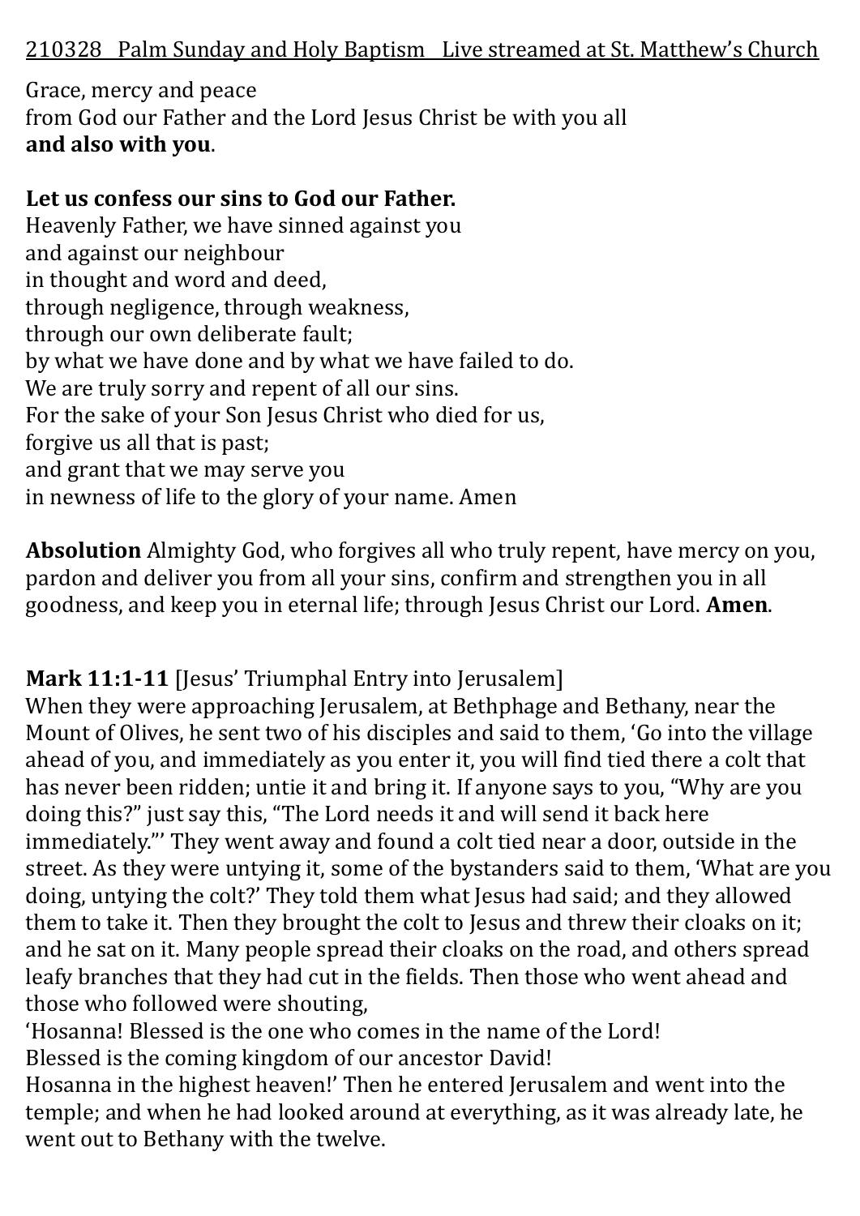210328   Palm Sunday and Holy Baptism   Live streamed at St. Matthew's Church

Grace, mercy and peace
from God our Father and the Lord Jesus Christ be with you all
**and also with you**.

**Let us confess our sins to God our Father.**
Heavenly Father, we have sinned against you
and against our neighbour
in thought and word and deed,
through negligence, through weakness,
through our own deliberate fault;
by what we have done and by what we have failed to do.
We are truly sorry and repent of all our sins.
For the sake of your Son Jesus Christ who died for us,
forgive us all that is past;
and grant that we may serve you
in newness of life to the glory of your name. Amen

**Absolution** Almighty God, who forgives all who truly repent, have mercy on you, pardon and deliver you from all your sins, confirm and strengthen you in all goodness, and keep you in eternal life; through Jesus Christ our Lord. **Amen**.

**Mark 11:1-11** [Jesus' Triumphal Entry into Jerusalem]
When they were approaching Jerusalem, at Bethphage and Bethany, near the Mount of Olives, he sent two of his disciples and said to them, 'Go into the village ahead of you, and immediately as you enter it, you will find tied there a colt that has never been ridden; untie it and bring it. If anyone says to you, "Why are you doing this?" just say this, "The Lord needs it and will send it back here immediately."' They went away and found a colt tied near a door, outside in the street. As they were untying it, some of the bystanders said to them, 'What are you doing, untying the colt?' They told them what Jesus had said; and they allowed them to take it. Then they brought the colt to Jesus and threw their cloaks on it; and he sat on it. Many people spread their cloaks on the road, and others spread leafy branches that they had cut in the fields. Then those who went ahead and those who followed were shouting,
'Hosanna! Blessed is the one who comes in the name of the Lord!
Blessed is the coming kingdom of our ancestor David!
Hosanna in the highest heaven!' Then he entered Jerusalem and went into the temple; and when he had looked around at everything, as it was already late, he went out to Bethany with the twelve.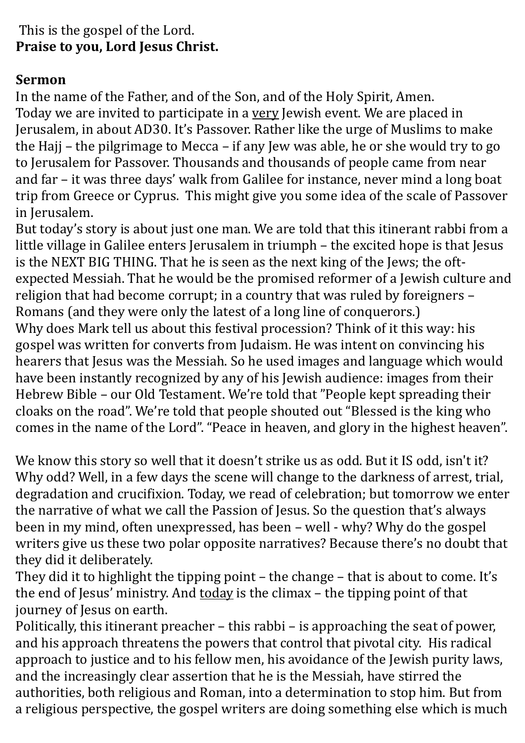This is the gospel of the Lord.
**Praise to you, Lord Jesus Christ.**

**Sermon**

In the name of the Father, and of the Son, and of the Holy Spirit, Amen.

Today we are invited to participate in a <u>very</u> Jewish event. We are placed in Jerusalem, in about AD30. It's Passover. Rather like the urge of Muslims to make the Hajj – the pilgrimage to Mecca – if any Jew was able, he or she would try to go to Jerusalem for Passover. Thousands and thousands of people came from near and far – it was three days' walk from Galilee for instance, never mind a long boat trip from Greece or Cyprus. This might give you some idea of the scale of Passover in Jerusalem.

But today's story is about just one man. We are told that this itinerant rabbi from a little village in Galilee enters Jerusalem in triumph – the excited hope is that Jesus is the NEXT BIG THING. That he is seen as the next king of the Jews; the oft-expected Messiah. That he would be the promised reformer of a Jewish culture and religion that had become corrupt; in a country that was ruled by foreigners – Romans (and they were only the latest of a long line of conquerors.)

Why does Mark tell us about this festival procession? Think of it this way: his gospel was written for converts from Judaism. He was intent on convincing his hearers that Jesus was the Messiah. So he used images and language which would have been instantly recognized by any of his Jewish audience: images from their Hebrew Bible – our Old Testament. We're told that "People kept spreading their cloaks on the road". We're told that people shouted out "Blessed is the king who comes in the name of the Lord". "Peace in heaven, and glory in the highest heaven".

We know this story so well that it doesn't strike us as odd. But it IS odd, isn't it? Why odd? Well, in a few days the scene will change to the darkness of arrest, trial, degradation and crucifixion. Today, we read of celebration; but tomorrow we enter the narrative of what we call the Passion of Jesus. So the question that's always been in my mind, often unexpressed, has been – well - why? Why do the gospel writers give us these two polar opposite narratives? Because there's no doubt that they did it deliberately.

They did it to highlight the tipping point – the change – that is about to come. It's the end of Jesus' ministry. And <u>today</u> is the climax – the tipping point of that journey of Jesus on earth.

Politically, this itinerant preacher – this rabbi – is approaching the seat of power, and his approach threatens the powers that control that pivotal city. His radical approach to justice and to his fellow men, his avoidance of the Jewish purity laws, and the increasingly clear assertion that he is the Messiah, have stirred the authorities, both religious and Roman, into a determination to stop him. But from a religious perspective, the gospel writers are doing something else which is much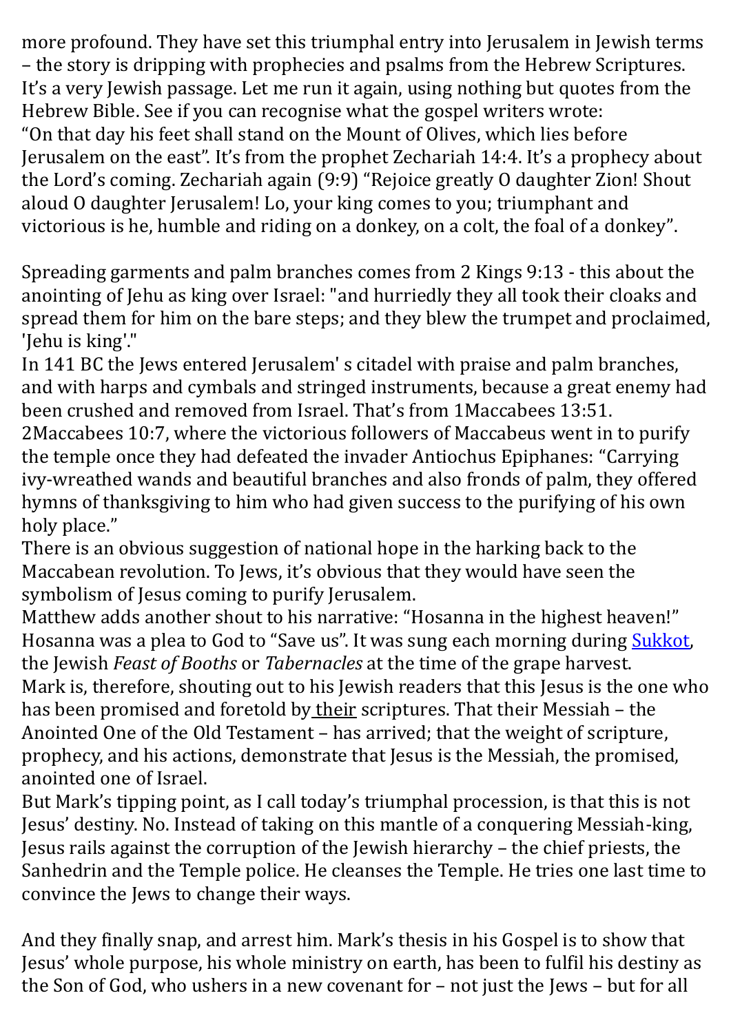more profound. They have set this triumphal entry into Jerusalem in Jewish terms – the story is dripping with prophecies and psalms from the Hebrew Scriptures. It's a very Jewish passage. Let me run it again, using nothing but quotes from the Hebrew Bible. See if you can recognise what the gospel writers wrote:
"On that day his feet shall stand on the Mount of Olives, which lies before Jerusalem on the east". It's from the prophet Zechariah 14:4. It's a prophecy about the Lord's coming. Zechariah again (9:9) "Rejoice greatly O daughter Zion! Shout aloud O daughter Jerusalem! Lo, your king comes to you; triumphant and victorious is he, humble and riding on a donkey, on a colt, the foal of a donkey".

Spreading garments and palm branches comes from 2 Kings 9:13 - this about the anointing of Jehu as king over Israel: "and hurriedly they all took their cloaks and spread them for him on the bare steps; and they blew the trumpet and proclaimed, 'Jehu is king'."
In 141 BC the Jews entered Jerusalem' s citadel with praise and palm branches, and with harps and cymbals and stringed instruments, because a great enemy had been crushed and removed from Israel. That's from 1Maccabees 13:51.
2Maccabees 10:7, where the victorious followers of Maccabeus went in to purify the temple once they had defeated the invader Antiochus Epiphanes: "Carrying ivy-wreathed wands and beautiful branches and also fronds of palm, they offered hymns of thanksgiving to him who had given success to the purifying of his own holy place."
There is an obvious suggestion of national hope in the harking back to the Maccabean revolution. To Jews, it's obvious that they would have seen the symbolism of Jesus coming to purify Jerusalem.
Matthew adds another shout to his narrative: "Hosanna in the highest heaven!" Hosanna was a plea to God to "Save us". It was sung each morning during Sukkot, the Jewish *Feast of Booths* or *Tabernacles* at the time of the grape harvest.
Mark is, therefore, shouting out to his Jewish readers that this Jesus is the one who has been promised and foretold by their scriptures. That their Messiah – the Anointed One of the Old Testament – has arrived; that the weight of scripture, prophecy, and his actions, demonstrate that Jesus is the Messiah, the promised, anointed one of Israel.
But Mark's tipping point, as I call today's triumphal procession, is that this is not Jesus' destiny. No. Instead of taking on this mantle of a conquering Messiah-king, Jesus rails against the corruption of the Jewish hierarchy – the chief priests, the Sanhedrin and the Temple police. He cleanses the Temple. He tries one last time to convince the Jews to change their ways.

And they finally snap, and arrest him. Mark's thesis in his Gospel is to show that Jesus' whole purpose, his whole ministry on earth, has been to fulfil his destiny as the Son of God, who ushers in a new covenant for – not just the Jews – but for all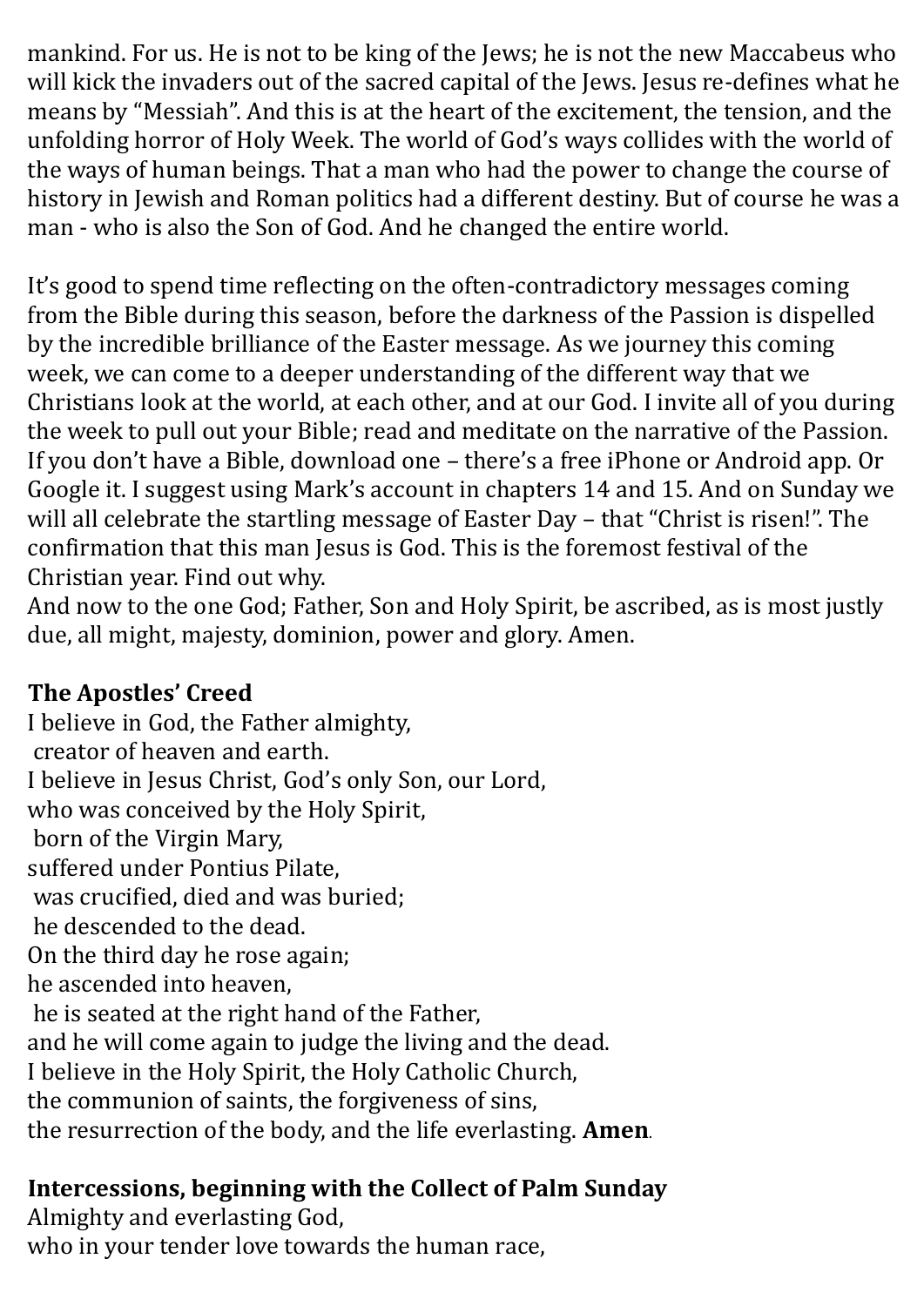mankind. For us. He is not to be king of the Jews; he is not the new Maccabeus who will kick the invaders out of the sacred capital of the Jews. Jesus re-defines what he means by "Messiah". And this is at the heart of the excitement, the tension, and the unfolding horror of Holy Week. The world of God's ways collides with the world of the ways of human beings. That a man who had the power to change the course of history in Jewish and Roman politics had a different destiny. But of course he was a man - who is also the Son of God. And he changed the entire world.

It's good to spend time reflecting on the often-contradictory messages coming from the Bible during this season, before the darkness of the Passion is dispelled by the incredible brilliance of the Easter message. As we journey this coming week, we can come to a deeper understanding of the different way that we Christians look at the world, at each other, and at our God. I invite all of you during the week to pull out your Bible; read and meditate on the narrative of the Passion. If you don't have a Bible, download one – there's a free iPhone or Android app. Or Google it. I suggest using Mark's account in chapters 14 and 15. And on Sunday we will all celebrate the startling message of Easter Day – that "Christ is risen!". The confirmation that this man Jesus is God. This is the foremost festival of the Christian year. Find out why.
And now to the one God; Father, Son and Holy Spirit, be ascribed, as is most justly due, all might, majesty, dominion, power and glory. Amen.

**The Apostles' Creed**
I believe in God, the Father almighty,
creator of heaven and earth.
I believe in Jesus Christ, God's only Son, our Lord,
who was conceived by the Holy Spirit,
born of the Virgin Mary,
suffered under Pontius Pilate,
was crucified, died and was buried;
he descended to the dead.
On the third day he rose again;
he ascended into heaven,
he is seated at the right hand of the Father,
and he will come again to judge the living and the dead.
I believe in the Holy Spirit, the Holy Catholic Church,
the communion of saints, the forgiveness of sins,
the resurrection of the body, and the life everlasting. **Amen**.

**Intercessions, beginning with the Collect of Palm Sunday**
Almighty and everlasting God,
who in your tender love towards the human race,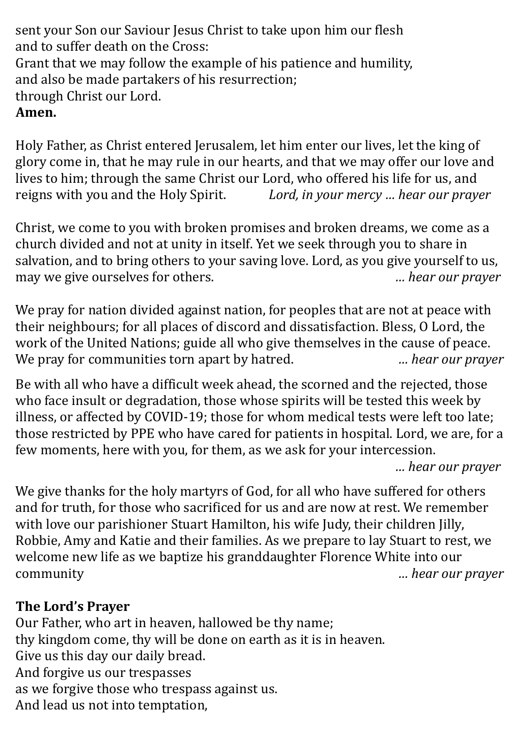sent your Son our Saviour Jesus Christ to take upon him our flesh
and to suffer death on the Cross:
Grant that we may follow the example of his patience and humility,
and also be made partakers of his resurrection;
through Christ our Lord.
**Amen.**

Holy Father, as Christ entered Jerusalem, let him enter our lives, let the king of glory come in, that he may rule in our hearts, and that we may offer our love and lives to him; through the same Christ our Lord, who offered his life for us, and reigns with you and the Holy Spirit. *Lord, in your mercy … hear our prayer*

Christ, we come to you with broken promises and broken dreams, we come as a church divided and not at unity in itself. Yet we seek through you to share in salvation, and to bring others to your saving love. Lord, as you give yourself to us, may we give ourselves for others. *… hear our prayer*

We pray for nation divided against nation, for peoples that are not at peace with their neighbours; for all places of discord and dissatisfaction. Bless, O Lord, the work of the United Nations; guide all who give themselves in the cause of peace. We pray for communities torn apart by hatred. *… hear our prayer*

Be with all who have a difficult week ahead, the scorned and the rejected, those who face insult or degradation, those whose spirits will be tested this week by illness, or affected by COVID-19; those for whom medical tests were left too late; those restricted by PPE who have cared for patients in hospital. Lord, we are, for a few moments, here with you, for them, as we ask for your intercession.
*… hear our prayer*

We give thanks for the holy martyrs of God, for all who have suffered for others and for truth, for those who sacrificed for us and are now at rest. We remember with love our parishioner Stuart Hamilton, his wife Judy, their children Jilly, Robbie, Amy and Katie and their families. As we prepare to lay Stuart to rest, we welcome new life as we baptize his granddaughter Florence White into our community *… hear our prayer*

**The Lord's Prayer**
Our Father, who art in heaven, hallowed be thy name;
thy kingdom come, thy will be done on earth as it is in heaven.
Give us this day our daily bread.
And forgive us our trespasses
as we forgive those who trespass against us.
And lead us not into temptation,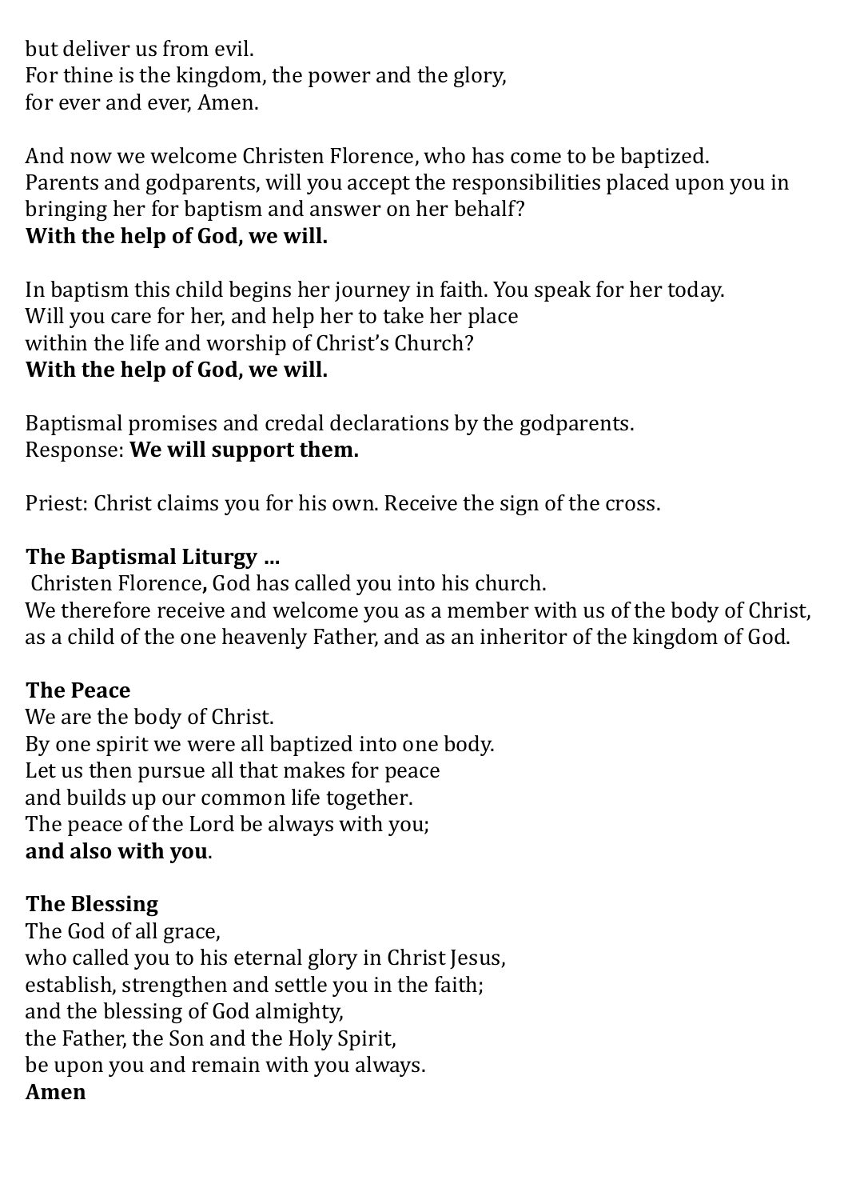but deliver us from evil.
For thine is the kingdom, the power and the glory,
for ever and ever, Amen.

And now we welcome Christen Florence, who has come to be baptized.
Parents and godparents, will you accept the responsibilities placed upon you in bringing her for baptism and answer on her behalf?
**With the help of God, we will.**

In baptism this child begins her journey in faith. You speak for her today.
Will you care for her, and help her to take her place
within the life and worship of Christ's Church?
**With the help of God, we will.**

Baptismal promises and credal declarations by the godparents.
Response: **We will support them.**

Priest: Christ claims you for his own. Receive the sign of the cross.

**The Baptismal Liturgy …**
Christen Florence**,** God has called you into his church.
We therefore receive and welcome you as a member with us of the body of Christ, as a child of the one heavenly Father, and as an inheritor of the kingdom of God.

**The Peace**
We are the body of Christ.
By one spirit we were all baptized into one body.
Let us then pursue all that makes for peace
and builds up our common life together.
The peace of the Lord be always with you;
**and also with you**.

**The Blessing**
The God of all grace,
who called you to his eternal glory in Christ Jesus,
establish, strengthen and settle you in the faith;
and the blessing of God almighty,
the Father, the Son and the Holy Spirit,
be upon you and remain with you always.
**Amen**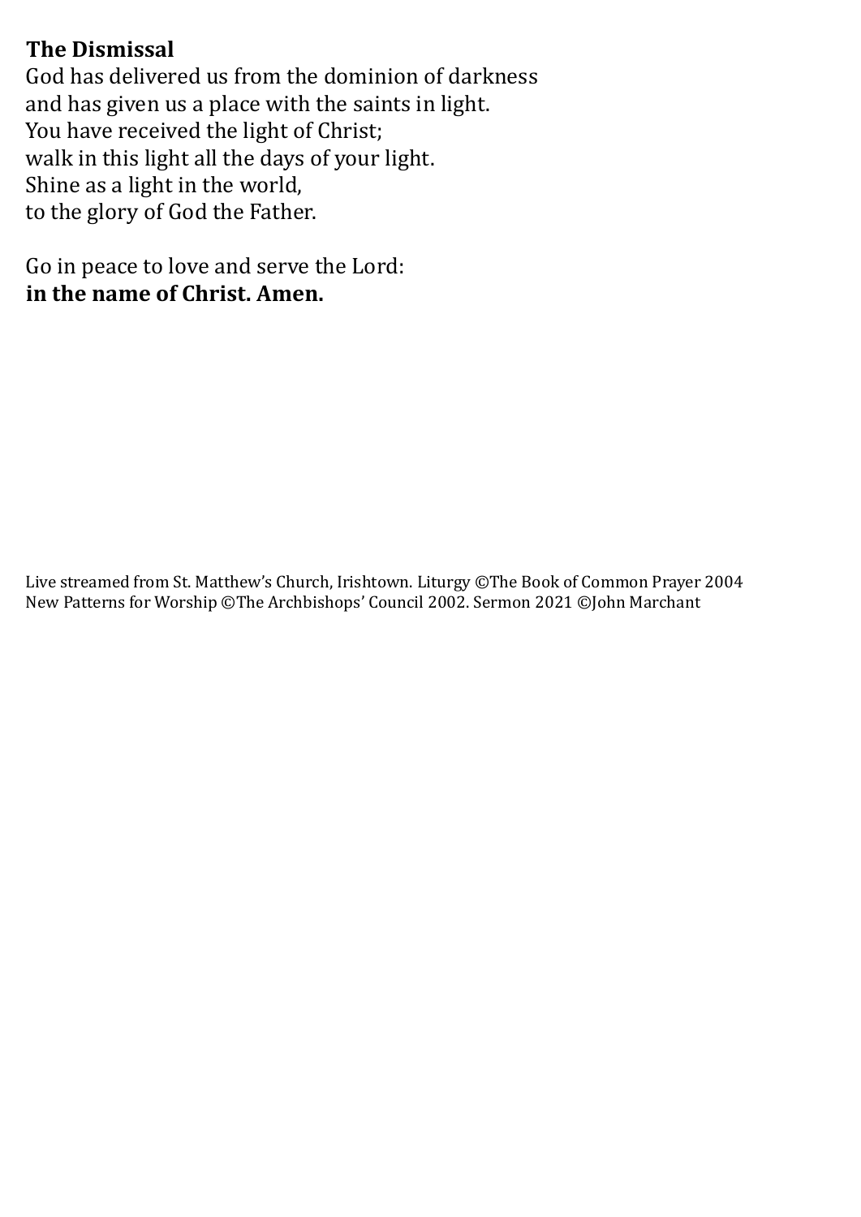**The Dismissal**

God has delivered us from the dominion of darkness
and has given us a place with the saints in light.
You have received the light of Christ;
walk in this light all the days of your light.
Shine as a light in the world,
to the glory of God the Father.

Go in peace to love and serve the Lord:
**in the name of Christ. Amen.**

Live streamed from St. Matthew's Church, Irishtown. Liturgy ©The Book of Common Prayer 2004
New Patterns for Worship ©The Archbishops' Council 2002. Sermon 2021 ©John Marchant